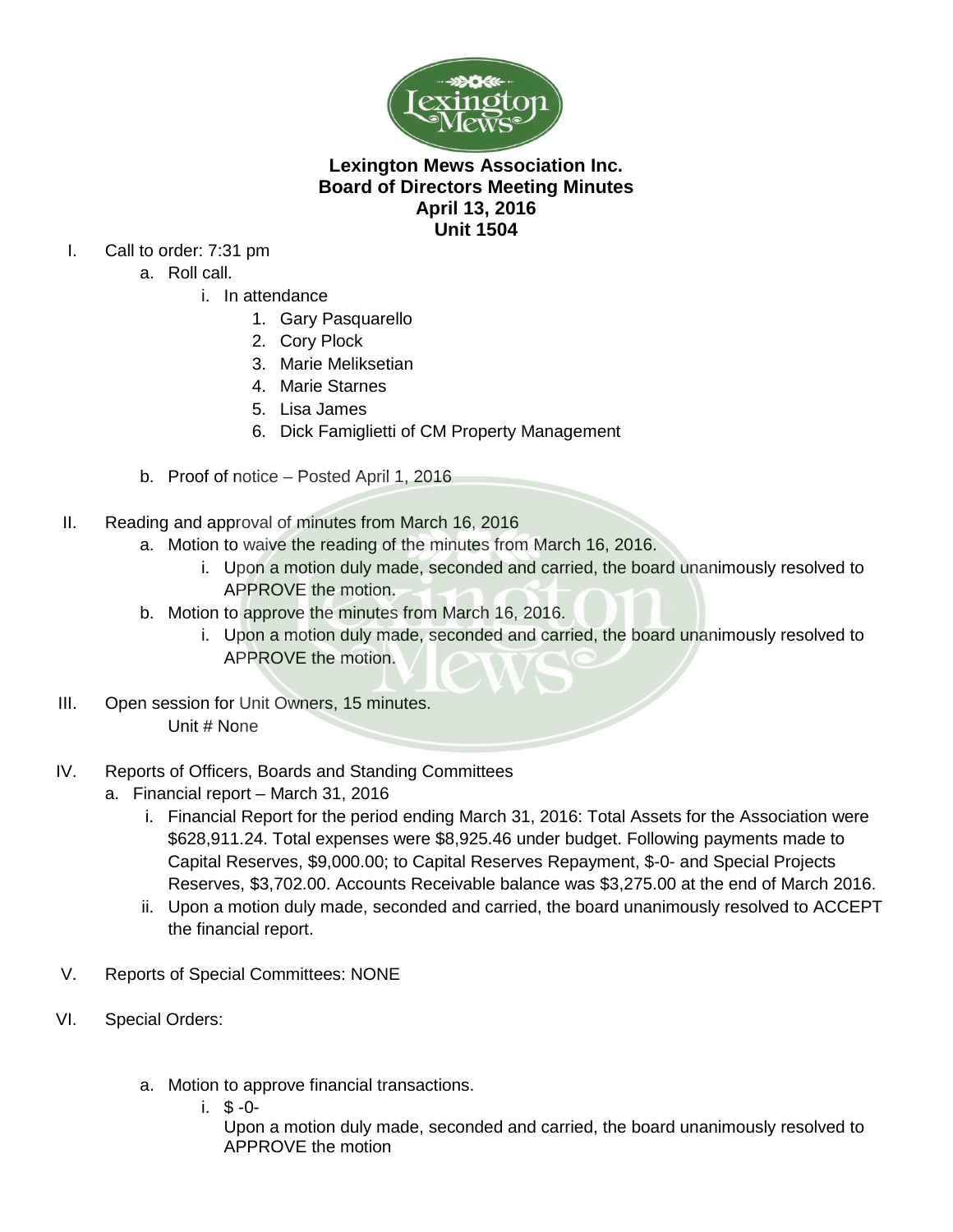**Lexington Mews Association Inc.**
**Board of Directors Meeting Minutes**
**April 13, 2016**
**Unit 1504**

I. Call to order: 7:31 pm
   a. Roll call.
      i. In attendance
         1. Gary Pasquarello
         2. Cory Plock
         3. Marie Meliksetian
         4. Marie Starnes
         5. Lisa James
         6. Dick Famiglietti of CM Property Management
   b. Proof of notice – Posted April 1, 2016

II. Reading and approval of minutes from March 16, 2016
   a. Motion to waive the reading of the minutes from March 16, 2016.
      i. Upon a motion duly made, seconded and carried, the board unanimously resolved to APPROVE the motion.
   b. Motion to approve the minutes from March 16, 2016.
      i. Upon a motion duly made, seconded and carried, the board unanimously resolved to APPROVE the motion.

III. Open session for Unit Owners, 15 minutes.
   Unit # None

IV. Reports of Officers, Boards and Standing Committees
   a. Financial report – March 31, 2016
      i. Financial Report for the period ending March 31, 2016: Total Assets for the Association were $628,911.24. Total expenses were $8,925.46 under budget. Following payments made to Capital Reserves, $9,000.00; to Capital Reserves Repayment, $-0- and Special Projects Reserves, $3,702.00. Accounts Receivable balance was $3,275.00 at the end of March 2016.
      ii. Upon a motion duly made, seconded and carried, the board unanimously resolved to ACCEPT the financial report.

V. Reports of Special Committees: NONE

VI. Special Orders:
   a. Motion to approve financial transactions.
      i. $ -0-
         Upon a motion duly made, seconded and carried, the board unanimously resolved to APPROVE the motion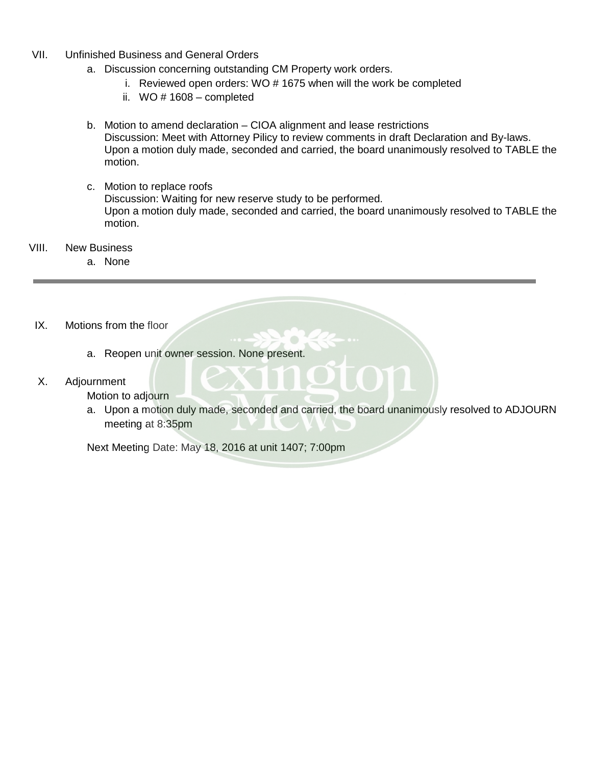VII. Unfinished Business and General Orders

   a. Discussion concerning outstanding CM Property work orders.
      i. Reviewed open orders: WO # 1675 when will the work be completed
      ii. WO # 1608 – completed

   b. Motion to amend declaration – CIOA alignment and lease restrictions
      Discussion: Meet with Attorney Pilicy to review comments in draft Declaration and By-laws.
      Upon a motion duly made, seconded and carried, the board unanimously resolved to TABLE the motion.

   c. Motion to replace roofs
      Discussion: Waiting for new reserve study to be performed.
      Upon a motion duly made, seconded and carried, the board unanimously resolved to TABLE the motion.

VIII. New Business

   a. None

---

IX. Motions from the floor

   a. Reopen unit owner session. None present.

X. Adjournment

   Motion to adjourn

   a. Upon a motion duly made, seconded and carried, the board unanimously resolved to ADJOURN meeting at 8:35pm

   Next Meeting Date: May 18, 2016 at unit 1407; 7:00pm